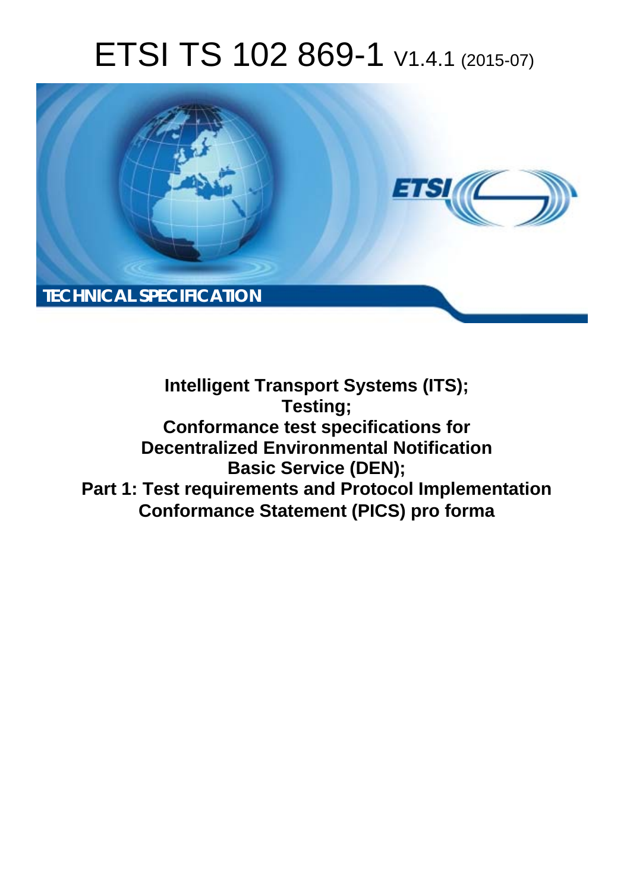# ETSI TS 102 869-1 V1.4.1 (2015-07)

TECHNICAL SPECIFICATION

**Intelligent Transport Systems (ITS);**
**Testing;**
**Conformance test specifications for Decentralized Environmental Notification Basic Service (DEN);**
**Part 1: Test requirements and Protocol Implementation Conformance Statement (PICS) pro forma**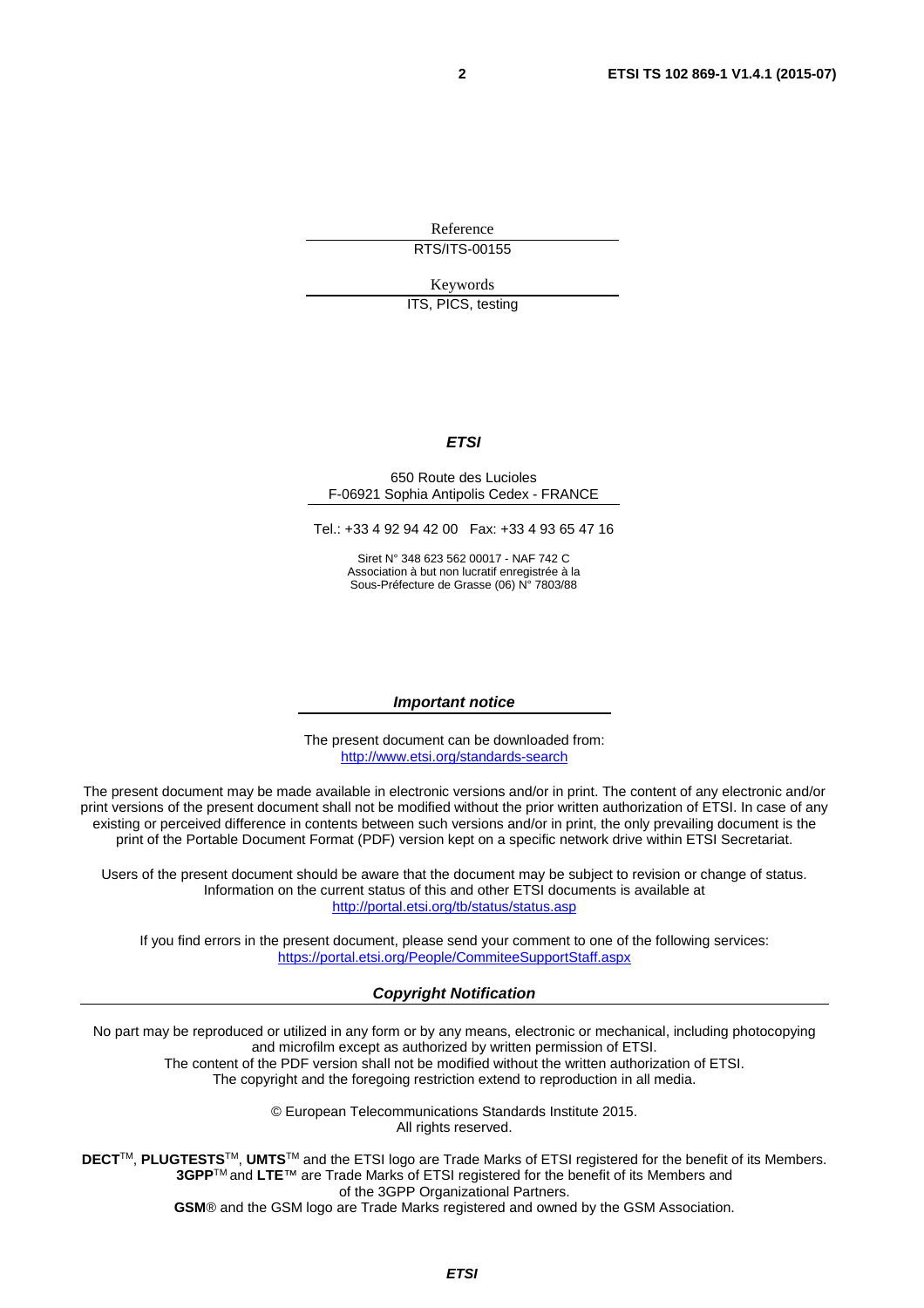Reference

RTS/ITS-00155

Keywords

ITS, PICS, testing

***ETSI***

650 Route des Lucioles
F-06921 Sophia Antipolis Cedex - FRANCE

Tel.: +33 4 92 94 42 00 Fax: +33 4 93 65 47 16

Siret N° 348 623 562 00017 - NAF 742 C
Association à but non lucratif enregistrée à la
Sous-Préfecture de Grasse (06) N° 7803/88

***Important notice***

The present document can be downloaded from:
http://www.etsi.org/standards-search

The present document may be made available in electronic versions and/or in print. The content of any electronic and/or print versions of the present document shall not be modified without the prior written authorization of ETSI. In case of any existing or perceived difference in contents between such versions and/or in print, the only prevailing document is the print of the Portable Document Format (PDF) version kept on a specific network drive within ETSI Secretariat.

Users of the present document should be aware that the document may be subject to revision or change of status. Information on the current status of this and other ETSI documents is available at
http://portal.etsi.org/tb/status/status.asp

If you find errors in the present document, please send your comment to one of the following services:
https://portal.etsi.org/People/CommiteeSupportStaff.aspx

***Copyright Notification***

No part may be reproduced or utilized in any form or by any means, electronic or mechanical, including photocopying and microfilm except as authorized by written permission of ETSI.
The content of the PDF version shall not be modified without the written authorization of ETSI.
The copyright and the foregoing restriction extend to reproduction in all media.

© European Telecommunications Standards Institute 2015.
All rights reserved.

**DECT**™, **PLUGTESTS**™, **UMTS**™ and the ETSI logo are Trade Marks of ETSI registered for the benefit of its Members.
**3GPP**™ and **LTE**™ are Trade Marks of ETSI registered for the benefit of its Members and of the 3GPP Organizational Partners.
**GSM**® and the GSM logo are Trade Marks registered and owned by the GSM Association.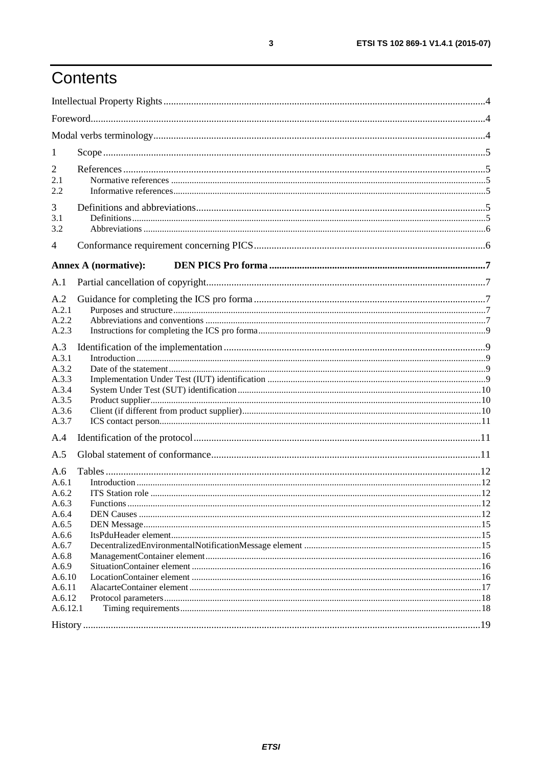# Contents

Intellectual Property Rights .......................................................... 4

Foreword .......................................................... 4

Modal verbs terminology .......................................................... 4

1 Scope .......................................................... 5

2 References .......................................................... 5

2.1 Normative references .......................................................... 5

2.2 Informative references .......................................................... 5

3 Definitions and abbreviations .......................................................... 5

3.1 Definitions .......................................................... 5

3.2 Abbreviations .......................................................... 6

4 Conformance requirement concerning PICS .......................................................... 6

**Annex A (normative): DEN PICS Pro forma .......................................................... 7**

A.1 Partial cancellation of copyright .......................................................... 7

A.2 Guidance for completing the ICS pro forma .......................................................... 7

A.2.1 Purposes and structure .......................................................... 7

A.2.2 Abbreviations and conventions .......................................................... 7

A.2.3 Instructions for completing the ICS pro forma .......................................................... 9

A.3 Identification of the implementation .......................................................... 9

A.3.1 Introduction .......................................................... 9

A.3.2 Date of the statement .......................................................... 9

A.3.3 Implementation Under Test (IUT) identification .......................................................... 9

A.3.4 System Under Test (SUT) identification .......................................................... 10

A.3.5 Product supplier .......................................................... 10

A.3.6 Client (if different from product supplier) .......................................................... 10

A.3.7 ICS contact person .......................................................... 11

A.4 Identification of the protocol .......................................................... 11

A.5 Global statement of conformance .......................................................... 11

A.6 Tables .......................................................... 12

A.6.1 Introduction .......................................................... 12

A.6.2 ITS Station role .......................................................... 12

A.6.3 Functions .......................................................... 12

A.6.4 DEN Causes .......................................................... 12

A.6.5 DEN Message .......................................................... 15

A.6.6 ItsPduHeader element .......................................................... 15

A.6.7 DecentralizedEnvironmentalNotificationMessage element .......................................................... 15

A.6.8 ManagementContainer element .......................................................... 16

A.6.9 SituationContainer element .......................................................... 16

A.6.10 LocationContainer element .......................................................... 16

A.6.11 AlacarteContainer element .......................................................... 17

A.6.12 Protocol parameters .......................................................... 18

A.6.12.1 Timing requirements .......................................................... 18

History .......................................................... 19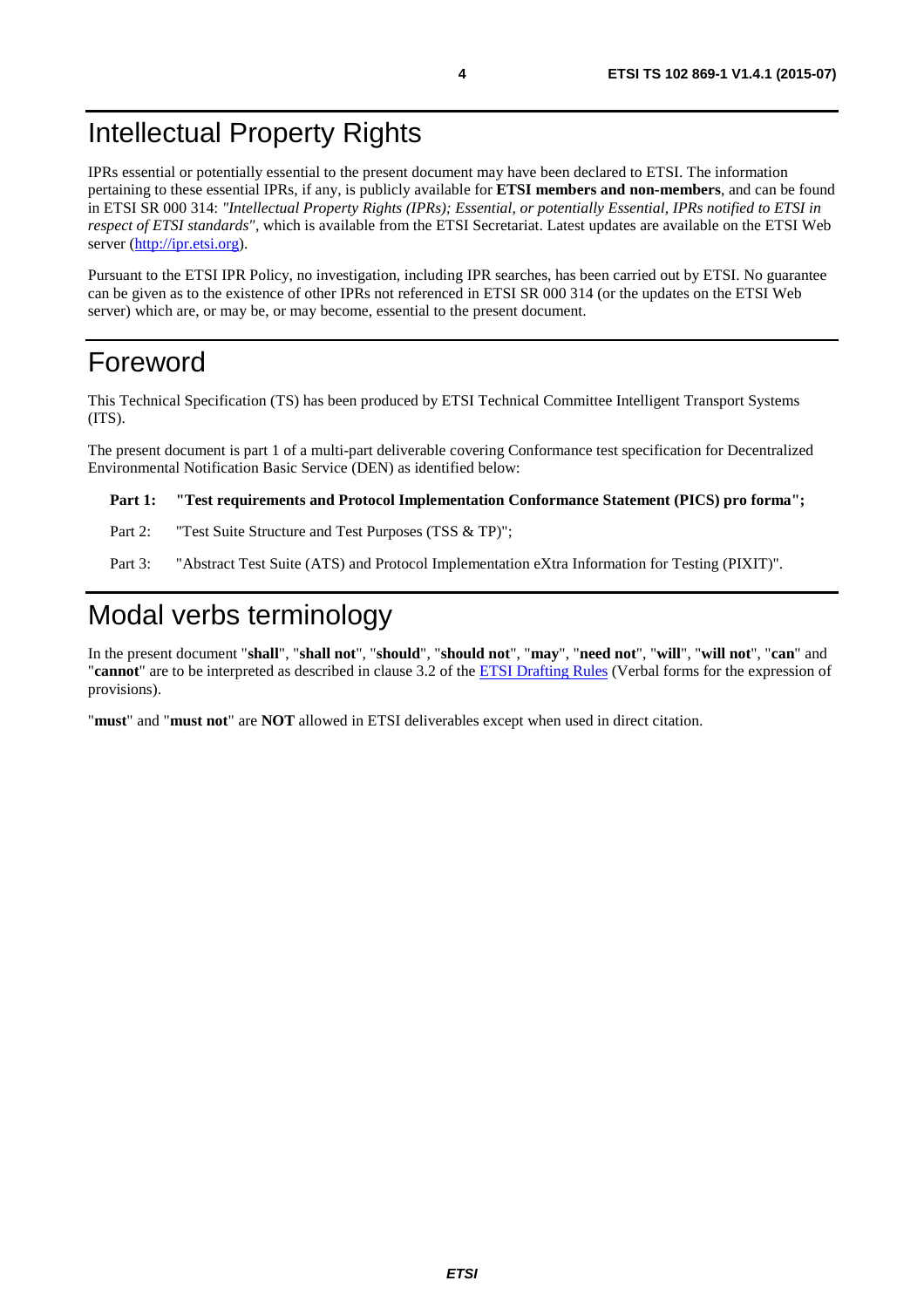# Intellectual Property Rights

IPRs essential or potentially essential to the present document may have been declared to ETSI. The information pertaining to these essential IPRs, if any, is publicly available for **ETSI members and non-members**, and can be found in ETSI SR 000 314: *"Intellectual Property Rights (IPRs); Essential, or potentially Essential, IPRs notified to ETSI in respect of ETSI standards"*, which is available from the ETSI Secretariat. Latest updates are available on the ETSI Web server (http://ipr.etsi.org).

Pursuant to the ETSI IPR Policy, no investigation, including IPR searches, has been carried out by ETSI. No guarantee can be given as to the existence of other IPRs not referenced in ETSI SR 000 314 (or the updates on the ETSI Web server) which are, or may be, or may become, essential to the present document.

# Foreword

This Technical Specification (TS) has been produced by ETSI Technical Committee Intelligent Transport Systems (ITS).

The present document is part 1 of a multi-part deliverable covering Conformance test specification for Decentralized Environmental Notification Basic Service (DEN) as identified below:

**Part 1: "Test requirements and Protocol Implementation Conformance Statement (PICS) pro forma";**

Part 2: "Test Suite Structure and Test Purposes (TSS & TP)";

Part 3: "Abstract Test Suite (ATS) and Protocol Implementation eXtra Information for Testing (PIXIT)".

# Modal verbs terminology

In the present document "**shall**", "**shall not**", "**should**", "**should not**", "**may**", "**need not**", "**will**", "**will not**", "**can**" and "**cannot**" are to be interpreted as described in clause 3.2 of the ETSI Drafting Rules (Verbal forms for the expression of provisions).

"**must**" and "**must not**" are **NOT** allowed in ETSI deliverables except when used in direct citation.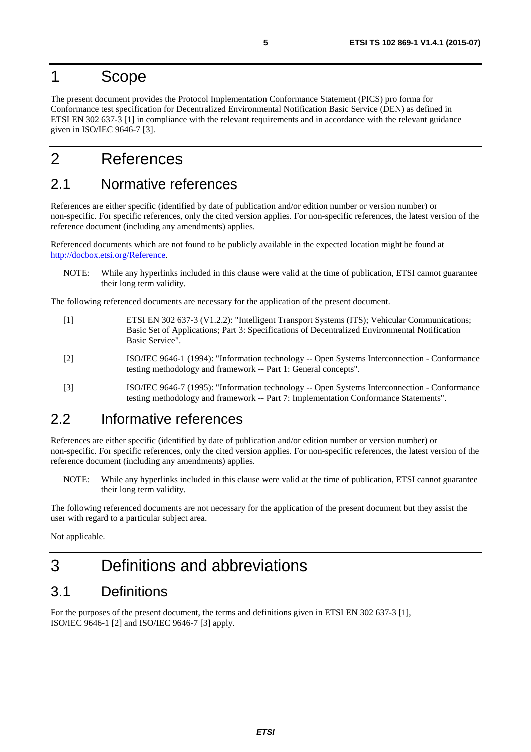# 1 Scope

The present document provides the Protocol Implementation Conformance Statement (PICS) pro forma for Conformance test specification for Decentralized Environmental Notification Basic Service (DEN) as defined in ETSI EN 302 637-3 [1] in compliance with the relevant requirements and in accordance with the relevant guidance given in ISO/IEC 9646-7 [3].

# 2 References

## 2.1 Normative references

References are either specific (identified by date of publication and/or edition number or version number) or non-specific. For specific references, only the cited version applies. For non-specific references, the latest version of the reference document (including any amendments) applies.

Referenced documents which are not found to be publicly available in the expected location might be found at http://docbox.etsi.org/Reference.

NOTE: While any hyperlinks included in this clause were valid at the time of publication, ETSI cannot guarantee their long term validity.

The following referenced documents are necessary for the application of the present document.

[1] ETSI EN 302 637-3 (V1.2.2): "Intelligent Transport Systems (ITS); Vehicular Communications; Basic Set of Applications; Part 3: Specifications of Decentralized Environmental Notification Basic Service".

[2] ISO/IEC 9646-1 (1994): "Information technology -- Open Systems Interconnection - Conformance testing methodology and framework -- Part 1: General concepts".

[3] ISO/IEC 9646-7 (1995): "Information technology -- Open Systems Interconnection - Conformance testing methodology and framework -- Part 7: Implementation Conformance Statements".

## 2.2 Informative references

References are either specific (identified by date of publication and/or edition number or version number) or non-specific. For specific references, only the cited version applies. For non-specific references, the latest version of the reference document (including any amendments) applies.

NOTE: While any hyperlinks included in this clause were valid at the time of publication, ETSI cannot guarantee their long term validity.

The following referenced documents are not necessary for the application of the present document but they assist the user with regard to a particular subject area.

Not applicable.

# 3 Definitions and abbreviations

## 3.1 Definitions

For the purposes of the present document, the terms and definitions given in ETSI EN 302 637-3 [1], ISO/IEC 9646-1 [2] and ISO/IEC 9646-7 [3] apply.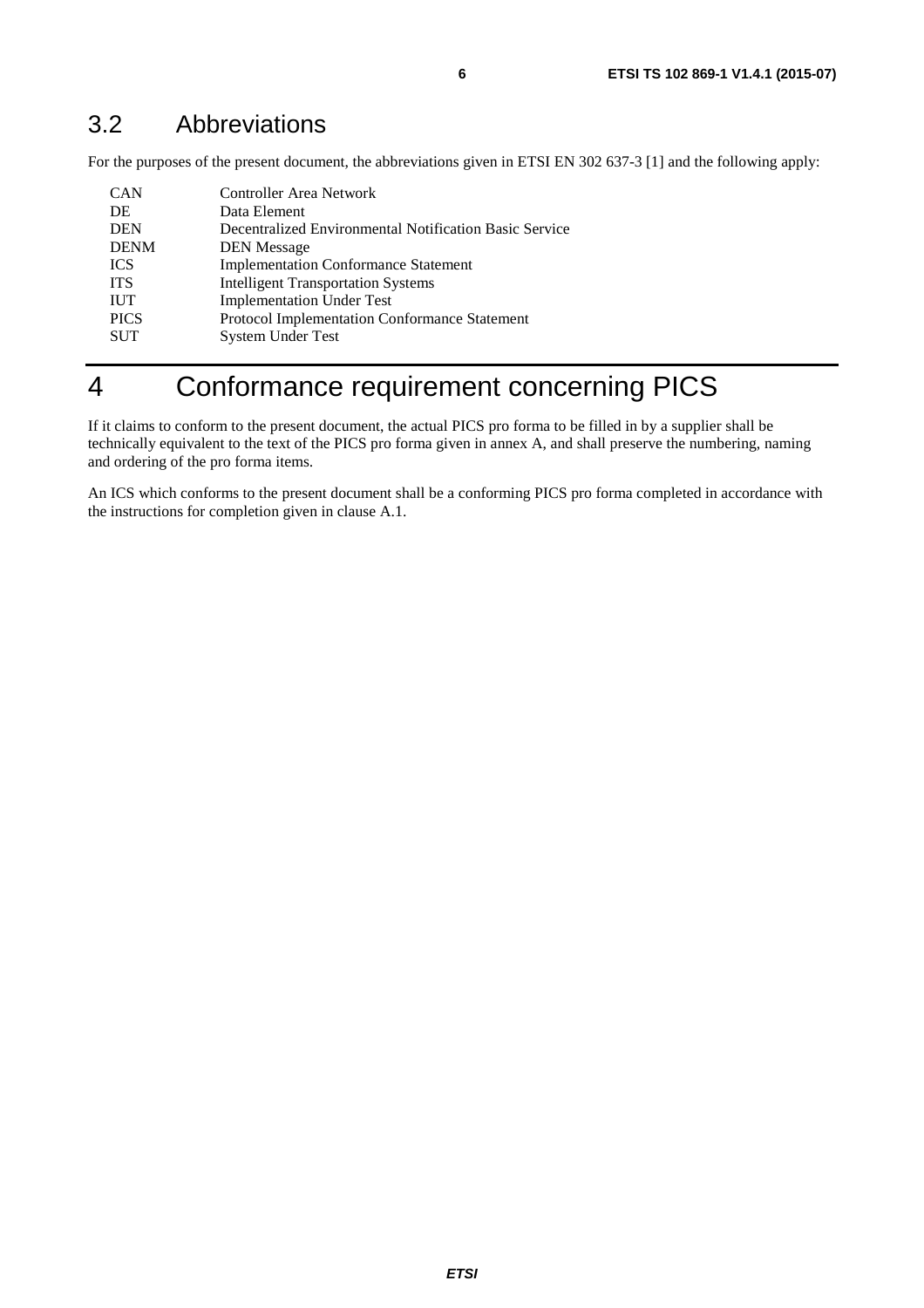## 3.2 Abbreviations

For the purposes of the present document, the abbreviations given in ETSI EN 302 637-3 [1] and the following apply:

| | |
|---|---|
| CAN | Controller Area Network |
| DE | Data Element |
| DEN | Decentralized Environmental Notification Basic Service |
| DENM | DEN Message |
| ICS | Implementation Conformance Statement |
| ITS | Intelligent Transportation Systems |
| IUT | Implementation Under Test |
| PICS | Protocol Implementation Conformance Statement |
| SUT | System Under Test |

# 4 Conformance requirement concerning PICS

If it claims to conform to the present document, the actual PICS pro forma to be filled in by a supplier shall be technically equivalent to the text of the PICS pro forma given in annex A, and shall preserve the numbering, naming and ordering of the pro forma items.

An ICS which conforms to the present document shall be a conforming PICS pro forma completed in accordance with the instructions for completion given in clause A.1.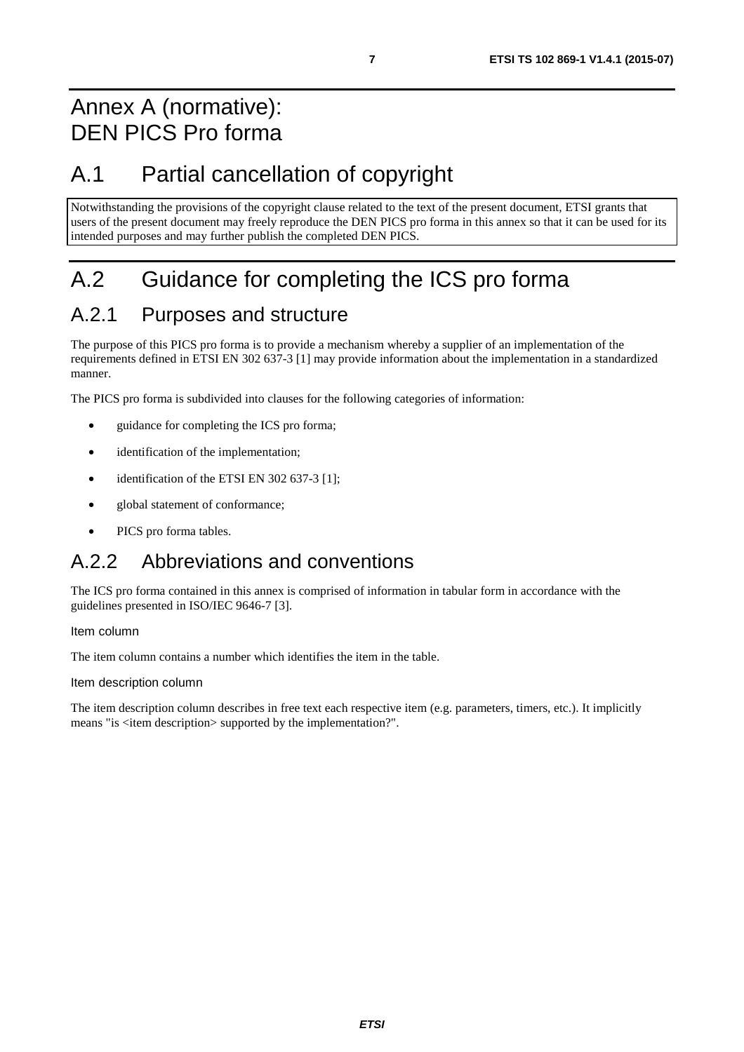# Annex A (normative): DEN PICS Pro forma

# A.1 Partial cancellation of copyright

Notwithstanding the provisions of the copyright clause related to the text of the present document, ETSI grants that users of the present document may freely reproduce the DEN PICS pro forma in this annex so that it can be used for its intended purposes and may further publish the completed DEN PICS.

# A.2 Guidance for completing the ICS pro forma

## A.2.1 Purposes and structure

The purpose of this PICS pro forma is to provide a mechanism whereby a supplier of an implementation of the requirements defined in ETSI EN 302 637-3 [1] may provide information about the implementation in a standardized manner.

The PICS pro forma is subdivided into clauses for the following categories of information:

- guidance for completing the ICS pro forma;
- identification of the implementation;
- identification of the ETSI EN 302 637-3 [1];
- global statement of conformance;
- PICS pro forma tables.

## A.2.2 Abbreviations and conventions

The ICS pro forma contained in this annex is comprised of information in tabular form in accordance with the guidelines presented in ISO/IEC 9646-7 [3].

Item column

The item column contains a number which identifies the item in the table.

Item description column

The item description column describes in free text each respective item (e.g. parameters, timers, etc.). It implicitly means "is <item description> supported by the implementation?".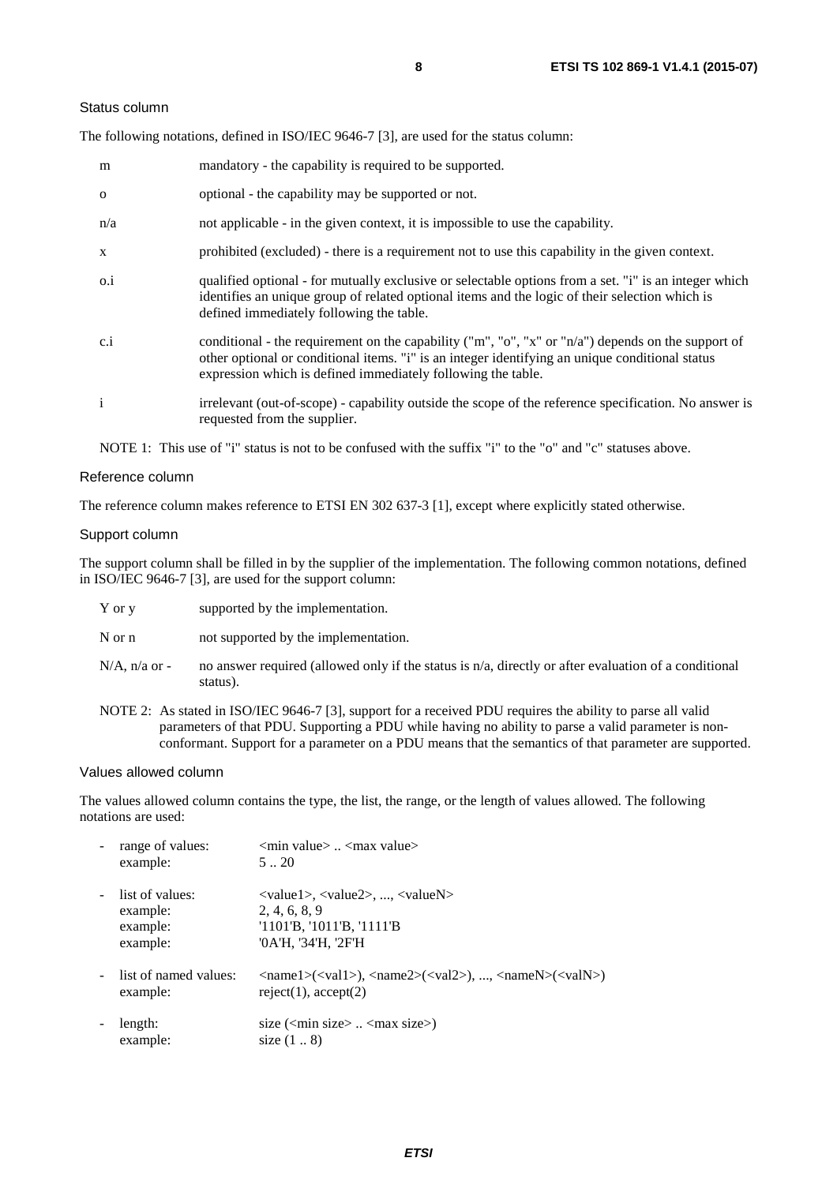#### Status column

The following notations, defined in ISO/IEC 9646-7 [3], are used for the status column:

| | |
|---|---|
| m | mandatory - the capability is required to be supported. |
| o | optional - the capability may be supported or not. |
| n/a | not applicable - in the given context, it is impossible to use the capability. |
| x | prohibited (excluded) - there is a requirement not to use this capability in the given context. |
| o.i | qualified optional - for mutually exclusive or selectable options from a set. "i" is an integer which identifies an unique group of related optional items and the logic of their selection which is defined immediately following the table. |
| c.i | conditional - the requirement on the capability ("m", "o", "x" or "n/a") depends on the support of other optional or conditional items. "i" is an integer identifying an unique conditional status expression which is defined immediately following the table. |
| i | irrelevant (out-of-scope) - capability outside the scope of the reference specification. No answer is requested from the supplier. |

NOTE 1: This use of "i" status is not to be confused with the suffix "i" to the "o" and "c" statuses above.

#### Reference column

The reference column makes reference to ETSI EN 302 637-3 [1], except where explicitly stated otherwise.

#### Support column

The support column shall be filled in by the supplier of the implementation. The following common notations, defined in ISO/IEC 9646-7 [3], are used for the support column:

| | |
|---|---|
| Y or y | supported by the implementation. |
| N or n | not supported by the implementation. |
| N/A, n/a or - | no answer required (allowed only if the status is n/a, directly or after evaluation of a conditional status). |

NOTE 2: As stated in ISO/IEC 9646-7 [3], support for a received PDU requires the ability to parse all valid parameters of that PDU. Supporting a PDU while having no ability to parse a valid parameter is non-conformant. Support for a parameter on a PDU means that the semantics of that parameter are supported.

#### Values allowed column

The values allowed column contains the type, the list, the range, or the length of values allowed. The following notations are used:

- range of values: <min value> .. <max value>
  example: 5 .. 20
- list of values: <value1>, <value2>, ..., <valueN>
  example: 2, 4, 6, 8, 9
  example: '1101'B, '1011'B, '1111'B
  example: '0A'H, '34'H, '2F'H
- list of named values: <name1>(<val1>), <name2>(<val2>), ..., <nameN>(<valN>)
  example: reject(1), accept(2)
- length: size (<min size> .. <max size>)
  example: size (1 .. 8)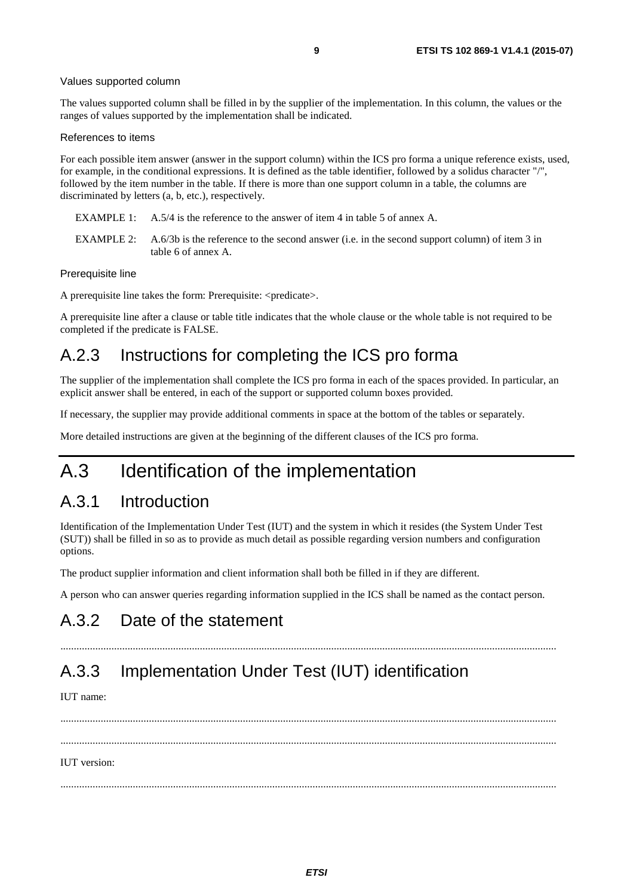Values supported column

The values supported column shall be filled in by the supplier of the implementation. In this column, the values or the ranges of values supported by the implementation shall be indicated.

References to items

For each possible item answer (answer in the support column) within the ICS pro forma a unique reference exists, used, for example, in the conditional expressions. It is defined as the table identifier, followed by a solidus character "/", followed by the item number in the table. If there is more than one support column in a table, the columns are discriminated by letters (a, b, etc.), respectively.

EXAMPLE 1: A.5/4 is the reference to the answer of item 4 in table 5 of annex A.

EXAMPLE 2: A.6/3b is the reference to the second answer (i.e. in the second support column) of item 3 in table 6 of annex A.

Prerequisite line

A prerequisite line takes the form: Prerequisite: <predicate>.

A prerequisite line after a clause or table title indicates that the whole clause or the whole table is not required to be completed if the predicate is FALSE.

## A.2.3 Instructions for completing the ICS pro forma

The supplier of the implementation shall complete the ICS pro forma in each of the spaces provided. In particular, an explicit answer shall be entered, in each of the support or supported column boxes provided.

If necessary, the supplier may provide additional comments in space at the bottom of the tables or separately.

More detailed instructions are given at the beginning of the different clauses of the ICS pro forma.

# A.3 Identification of the implementation

## A.3.1 Introduction

Identification of the Implementation Under Test (IUT) and the system in which it resides (the System Under Test (SUT)) shall be filled in so as to provide as much detail as possible regarding version numbers and configuration options.

The product supplier information and client information shall both be filled in if they are different.

A person who can answer queries regarding information supplied in the ICS shall be named as the contact person.

## A.3.2 Date of the statement

.........................................................................................................................................................................

## A.3.3 Implementation Under Test (IUT) identification

IUT name:

.........................................................................................................................................................................

.........................................................................................................................................................................

IUT version:

.........................................................................................................................................................................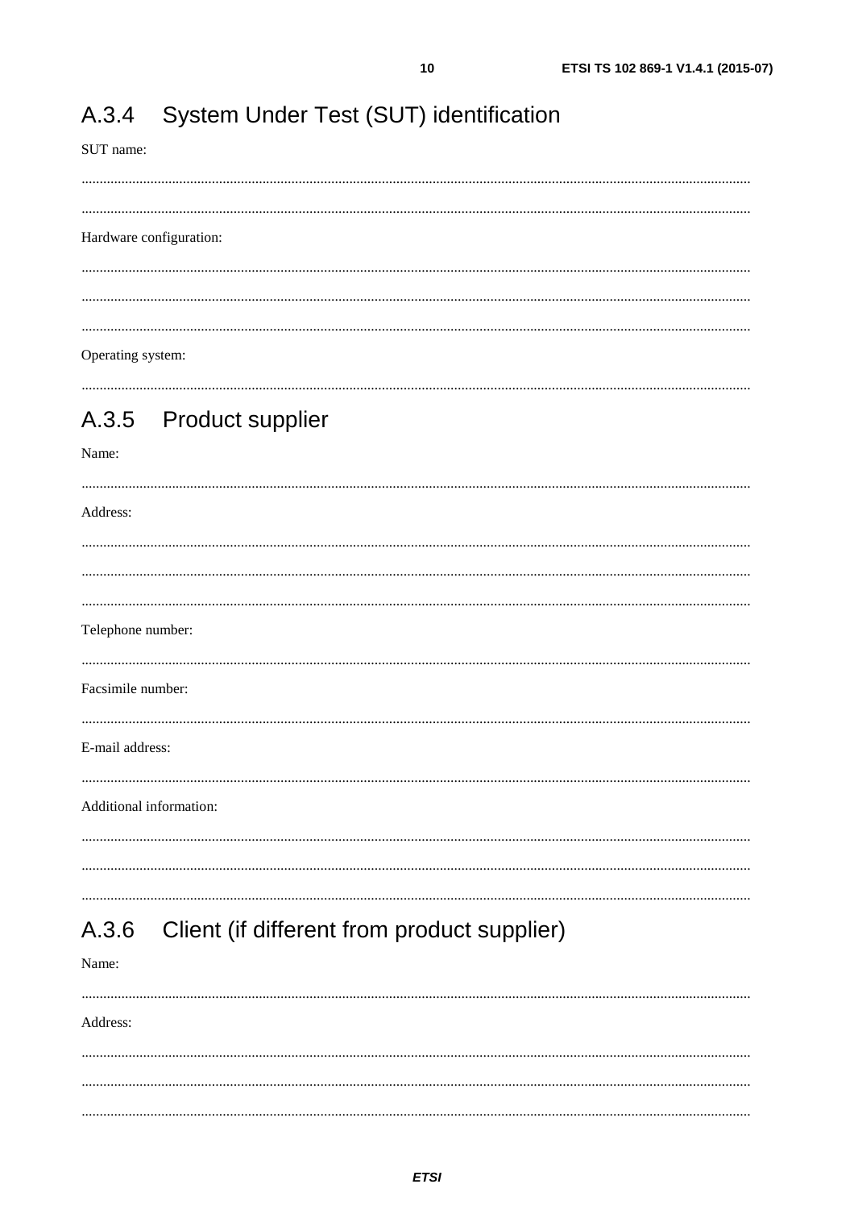## A.3.4 System Under Test (SUT) identification

SUT name:

.....................................................................................................................................................................

.....................................................................................................................................................................

Hardware configuration:

.....................................................................................................................................................................

.....................................................................................................................................................................

.....................................................................................................................................................................

Operating system:

.....................................................................................................................................................................

## A.3.5 Product supplier

Name:

.....................................................................................................................................................................

Address:

.....................................................................................................................................................................

.....................................................................................................................................................................

.....................................................................................................................................................................

Telephone number:

.....................................................................................................................................................................

Facsimile number:

.....................................................................................................................................................................

E-mail address:

.....................................................................................................................................................................

Additional information:

.....................................................................................................................................................................

.....................................................................................................................................................................

.....................................................................................................................................................................

## A.3.6 Client (if different from product supplier)

Name:

.....................................................................................................................................................................

Address:

.....................................................................................................................................................................

.....................................................................................................................................................................

.....................................................................................................................................................................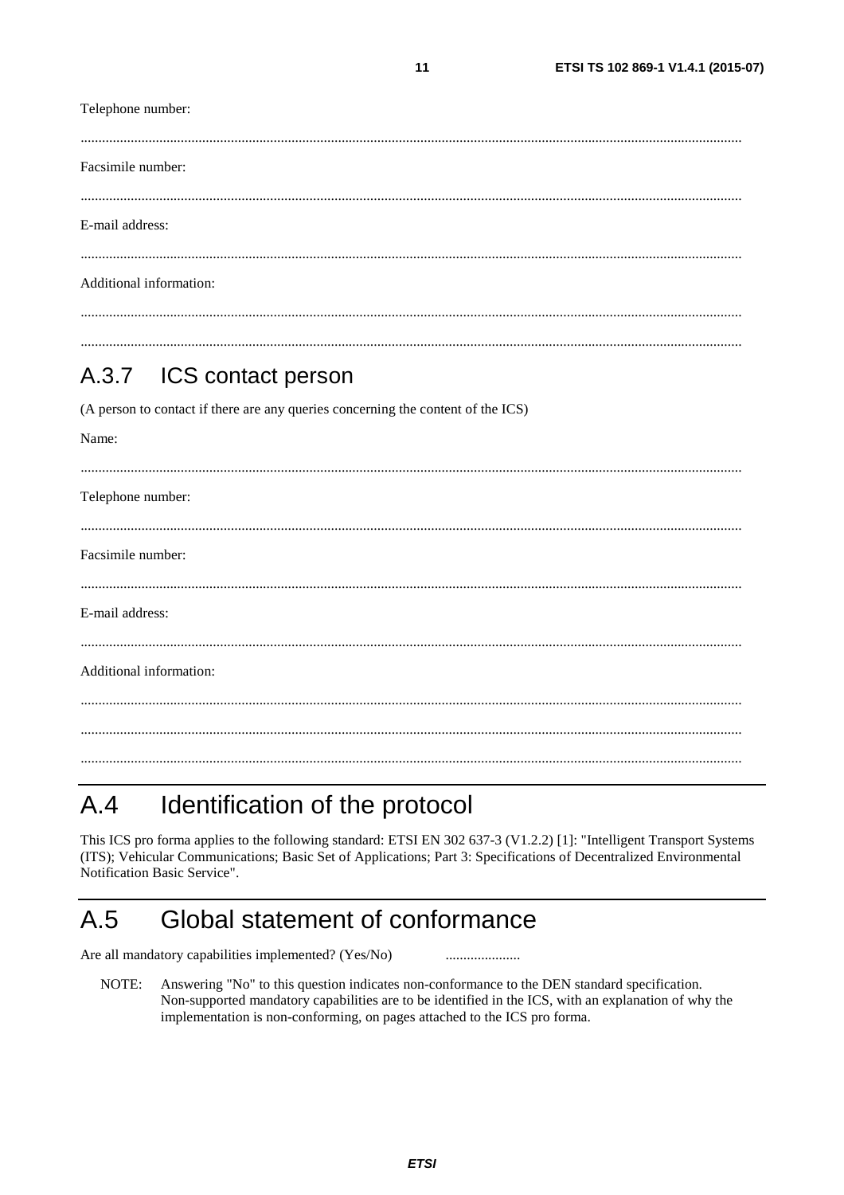Telephone number:

.......................................................................................................................................................................

Facsimile number:

.......................................................................................................................................................................

E-mail address:

.......................................................................................................................................................................

Additional information:

.......................................................................................................................................................................

.......................................................................................................................................................................

### A.3.7 ICS contact person

(A person to contact if there are any queries concerning the content of the ICS)

Name:

.......................................................................................................................................................................

Telephone number:

.......................................................................................................................................................................

Facsimile number:

.......................................................................................................................................................................

E-mail address:

.......................................................................................................................................................................

Additional information:

.......................................................................................................................................................................

.......................................................................................................................................................................

.......................................................................................................................................................................

## A.4 Identification of the protocol

This ICS pro forma applies to the following standard: ETSI EN 302 637-3 (V1.2.2) [1]: "Intelligent Transport Systems (ITS); Vehicular Communications; Basic Set of Applications; Part 3: Specifications of Decentralized Environmental Notification Basic Service".

## A.5 Global statement of conformance

Are all mandatory capabilities implemented? (Yes/No) .....................

NOTE: Answering "No" to this question indicates non-conformance to the DEN standard specification. Non-supported mandatory capabilities are to be identified in the ICS, with an explanation of why the implementation is non-conforming, on pages attached to the ICS pro forma.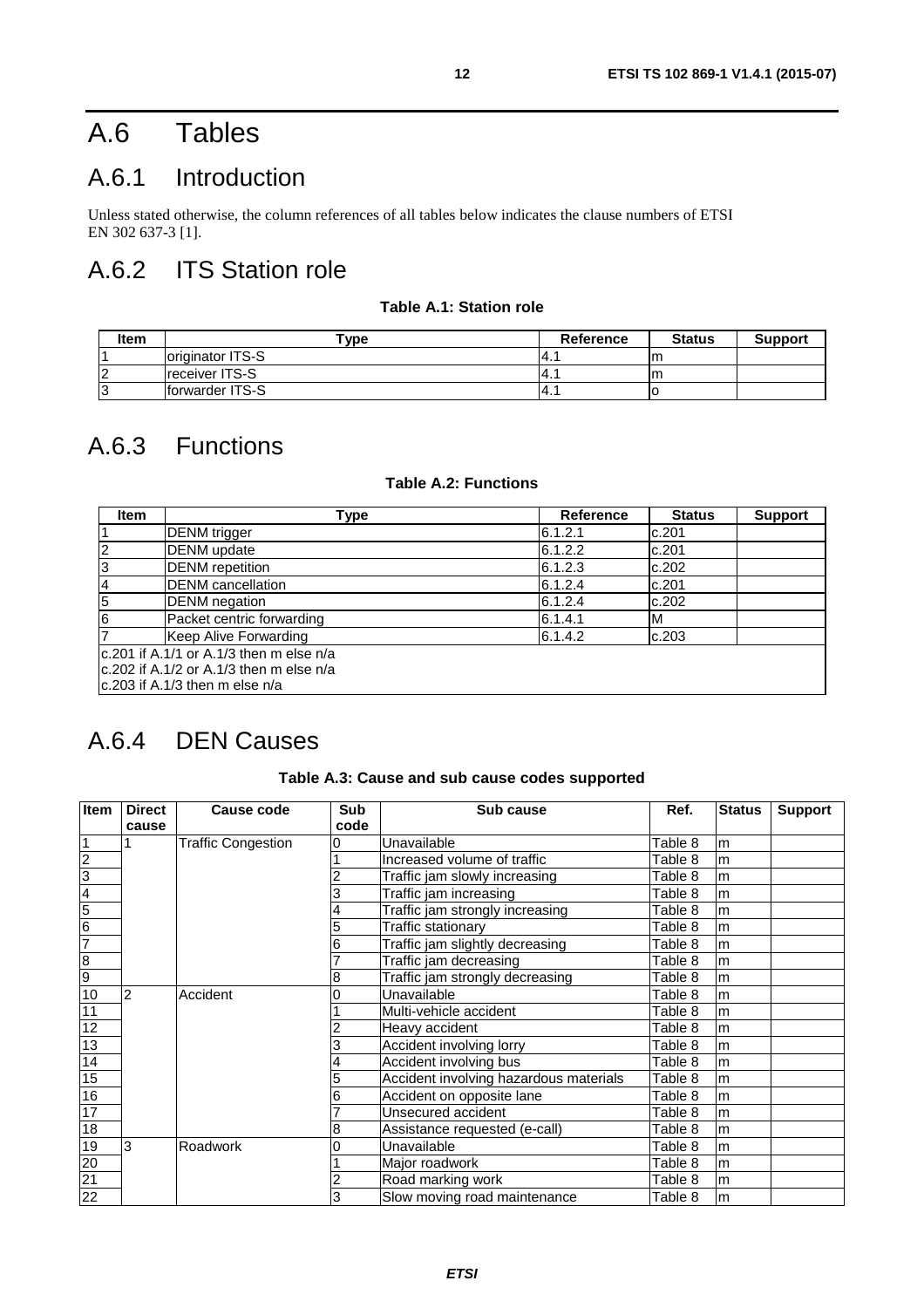# A.6 Tables

## A.6.1 Introduction

Unless stated otherwise, the column references of all tables below indicates the clause numbers of ETSI EN 302 637-3 [1].

## A.6.2 ITS Station role

**Table A.1: Station role**

| Item | Type | Reference | Status | Support |
|---|---|---|---|---|
| 1 | originator ITS-S | 4.1 | m | |
| 2 | receiver ITS-S | 4.1 | m | |
| 3 | forwarder ITS-S | 4.1 | o | |

## A.6.3 Functions

**Table A.2: Functions**

| Item | Type | Reference | Status | Support |
|---|---|---|---|---|
| 1 | DENM trigger | 6.1.2.1 | c.201 | |
| 2 | DENM update | 6.1.2.2 | c.201 | |
| 3 | DENM repetition | 6.1.2.3 | c.202 | |
| 4 | DENM cancellation | 6.1.2.4 | c.201 | |
| 5 | DENM negation | 6.1.2.4 | c.202 | |
| 6 | Packet centric forwarding | 6.1.4.1 | M | |
| 7 | Keep Alive Forwarding | 6.1.4.2 | c.203 | |
| c.201 if A.1/1 or A.1/3 then m else n/a<br>c.202 if A.1/2 or A.1/3 then m else n/a<br>c.203 if A.1/3 then m else n/a | | | | |

## A.6.4 DEN Causes

**Table A.3: Cause and sub cause codes supported**

| Item | Direct cause | Cause code | Sub code | Sub cause | Ref. | Status | Support |
|---|---|---|---|---|---|---|---|
| 1 | 1 | Traffic Congestion | 0 | Unavailable | Table 8 | m | |
| 2 | | | 1 | Increased volume of traffic | Table 8 | m | |
| 3 | | | 2 | Traffic jam slowly increasing | Table 8 | m | |
| 4 | | | 3 | Traffic jam increasing | Table 8 | m | |
| 5 | | | 4 | Traffic jam strongly increasing | Table 8 | m | |
| 6 | | | 5 | Traffic stationary | Table 8 | m | |
| 7 | | | 6 | Traffic jam slightly decreasing | Table 8 | m | |
| 8 | | | 7 | Traffic jam decreasing | Table 8 | m | |
| 9 | | | 8 | Traffic jam strongly decreasing | Table 8 | m | |
| 10 | 2 | Accident | 0 | Unavailable | Table 8 | m | |
| 11 | | | 1 | Multi-vehicle accident | Table 8 | m | |
| 12 | | | 2 | Heavy accident | Table 8 | m | |
| 13 | | | 3 | Accident involving lorry | Table 8 | m | |
| 14 | | | 4 | Accident involving bus | Table 8 | m | |
| 15 | | | 5 | Accident involving hazardous materials | Table 8 | m | |
| 16 | | | 6 | Accident on opposite lane | Table 8 | m | |
| 17 | | | 7 | Unsecured accident | Table 8 | m | |
| 18 | | | 8 | Assistance requested (e-call) | Table 8 | m | |
| 19 | 3 | Roadwork | 0 | Unavailable | Table 8 | m | |
| 20 | | | 1 | Major roadwork | Table 8 | m | |
| 21 | | | 2 | Road marking work | Table 8 | m | |
| 22 | | | 3 | Slow moving road maintenance | Table 8 | m | |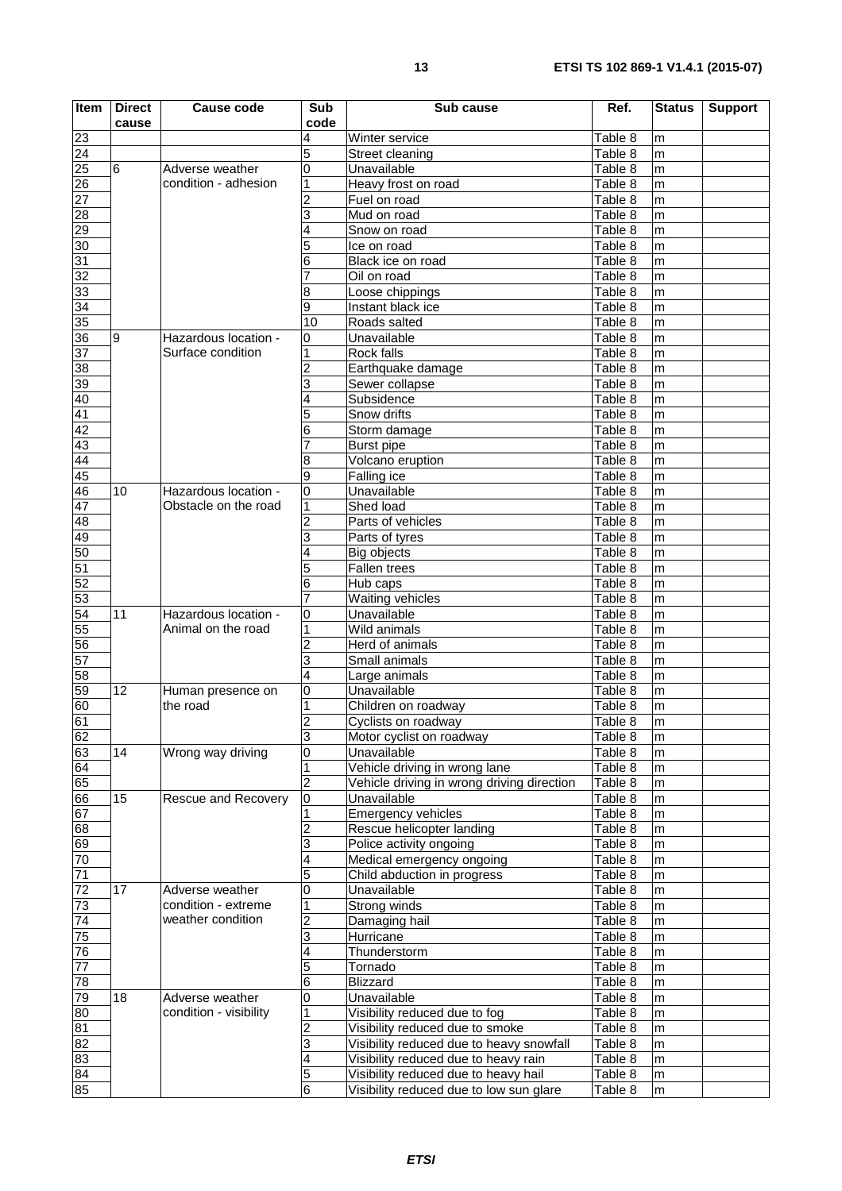| Item | Direct cause | Cause code | Sub code | Sub cause | Ref. | Status | Support |
|---|---|---|---|---|---|---|---|
| 23 | | | 4 | Winter service | Table 8 | m | |
| 24 | | | 5 | Street cleaning | Table 8 | m | |
| 25 | 6 | Adverse weather condition - adhesion | 0 | Unavailable | Table 8 | m | |
| 26 | | | 1 | Heavy frost on road | Table 8 | m | |
| 27 | | | 2 | Fuel on road | Table 8 | m | |
| 28 | | | 3 | Mud on road | Table 8 | m | |
| 29 | | | 4 | Snow on road | Table 8 | m | |
| 30 | | | 5 | Ice on road | Table 8 | m | |
| 31 | | | 6 | Black ice on road | Table 8 | m | |
| 32 | | | 7 | Oil on road | Table 8 | m | |
| 33 | | | 8 | Loose chippings | Table 8 | m | |
| 34 | | | 9 | Instant black ice | Table 8 | m | |
| 35 | | | 10 | Roads salted | Table 8 | m | |
| 36 | 9 | Hazardous location - Surface condition | 0 | Unavailable | Table 8 | m | |
| 37 | | | 1 | Rock falls | Table 8 | m | |
| 38 | | | 2 | Earthquake damage | Table 8 | m | |
| 39 | | | 3 | Sewer collapse | Table 8 | m | |
| 40 | | | 4 | Subsidence | Table 8 | m | |
| 41 | | | 5 | Snow drifts | Table 8 | m | |
| 42 | | | 6 | Storm damage | Table 8 | m | |
| 43 | | | 7 | Burst pipe | Table 8 | m | |
| 44 | | | 8 | Volcano eruption | Table 8 | m | |
| 45 | | | 9 | Falling ice | Table 8 | m | |
| 46 | 10 | Hazardous location - Obstacle on the road | 0 | Unavailable | Table 8 | m | |
| 47 | | | 1 | Shed load | Table 8 | m | |
| 48 | | | 2 | Parts of vehicles | Table 8 | m | |
| 49 | | | 3 | Parts of tyres | Table 8 | m | |
| 50 | | | 4 | Big objects | Table 8 | m | |
| 51 | | | 5 | Fallen trees | Table 8 | m | |
| 52 | | | 6 | Hub caps | Table 8 | m | |
| 53 | | | 7 | Waiting vehicles | Table 8 | m | |
| 54 | 11 | Hazardous location - Animal on the road | 0 | Unavailable | Table 8 | m | |
| 55 | | | 1 | Wild animals | Table 8 | m | |
| 56 | | | 2 | Herd of animals | Table 8 | m | |
| 57 | | | 3 | Small animals | Table 8 | m | |
| 58 | | | 4 | Large animals | Table 8 | m | |
| 59 | 12 | Human presence on the road | 0 | Unavailable | Table 8 | m | |
| 60 | | | 1 | Children on roadway | Table 8 | m | |
| 61 | | | 2 | Cyclists on roadway | Table 8 | m | |
| 62 | | | 3 | Motor cyclist on roadway | Table 8 | m | |
| 63 | 14 | Wrong way driving | 0 | Unavailable | Table 8 | m | |
| 64 | | | 1 | Vehicle driving in wrong lane | Table 8 | m | |
| 65 | | | 2 | Vehicle driving in wrong driving direction | Table 8 | m | |
| 66 | 15 | Rescue and Recovery | 0 | Unavailable | Table 8 | m | |
| 67 | | | 1 | Emergency vehicles | Table 8 | m | |
| 68 | | | 2 | Rescue helicopter landing | Table 8 | m | |
| 69 | | | 3 | Police activity ongoing | Table 8 | m | |
| 70 | | | 4 | Medical emergency ongoing | Table 8 | m | |
| 71 | | | 5 | Child abduction in progress | Table 8 | m | |
| 72 | 17 | Adverse weather condition - extreme weather condition | 0 | Unavailable | Table 8 | m | |
| 73 | | | 1 | Strong winds | Table 8 | m | |
| 74 | | | 2 | Damaging hail | Table 8 | m | |
| 75 | | | 3 | Hurricane | Table 8 | m | |
| 76 | | | 4 | Thunderstorm | Table 8 | m | |
| 77 | | | 5 | Tornado | Table 8 | m | |
| 78 | | | 6 | Blizzard | Table 8 | m | |
| 79 | 18 | Adverse weather condition - visibility | 0 | Unavailable | Table 8 | m | |
| 80 | | | 1 | Visibility reduced due to fog | Table 8 | m | |
| 81 | | | 2 | Visibility reduced due to smoke | Table 8 | m | |
| 82 | | | 3 | Visibility reduced due to heavy snowfall | Table 8 | m | |
| 83 | | | 4 | Visibility reduced due to heavy rain | Table 8 | m | |
| 84 | | | 5 | Visibility reduced due to heavy hail | Table 8 | m | |
| 85 | | | 6 | Visibility reduced due to low sun glare | Table 8 | m | |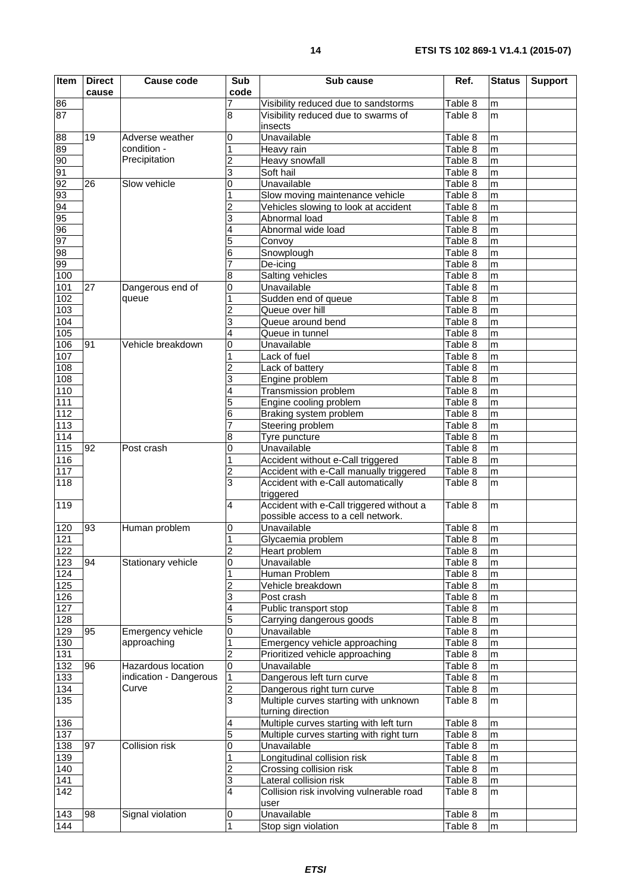| Item | Direct cause | Cause code | Sub code | Sub cause | Ref. | Status | Support |
|---|---|---|---|---|---|---|---|
| 86 | | | 7 | Visibility reduced due to sandstorms | Table 8 | m | |
| 87 | | | 8 | Visibility reduced due to swarms of insects | Table 8 | m | |
| 88 | 19 | Adverse weather condition - Precipitation | 0 | Unavailable | Table 8 | m | |
| 89 | | | 1 | Heavy rain | Table 8 | m | |
| 90 | | | 2 | Heavy snowfall | Table 8 | m | |
| 91 | | | 3 | Soft hail | Table 8 | m | |
| 92 | 26 | Slow vehicle | 0 | Unavailable | Table 8 | m | |
| 93 | | | 1 | Slow moving maintenance vehicle | Table 8 | m | |
| 94 | | | 2 | Vehicles slowing to look at accident | Table 8 | m | |
| 95 | | | 3 | Abnormal load | Table 8 | m | |
| 96 | | | 4 | Abnormal wide load | Table 8 | m | |
| 97 | | | 5 | Convoy | Table 8 | m | |
| 98 | | | 6 | Snowplough | Table 8 | m | |
| 99 | | | 7 | De-icing | Table 8 | m | |
| 100 | | | 8 | Salting vehicles | Table 8 | m | |
| 101 | 27 | Dangerous end of queue | 0 | Unavailable | Table 8 | m | |
| 102 | | | 1 | Sudden end of queue | Table 8 | m | |
| 103 | | | 2 | Queue over hill | Table 8 | m | |
| 104 | | | 3 | Queue around bend | Table 8 | m | |
| 105 | | | 4 | Queue in tunnel | Table 8 | m | |
| 106 | 91 | Vehicle breakdown | 0 | Unavailable | Table 8 | m | |
| 107 | | | 1 | Lack of fuel | Table 8 | m | |
| 108 | | | 2 | Lack of battery | Table 8 | m | |
| 108 | | | 3 | Engine problem | Table 8 | m | |
| 110 | | | 4 | Transmission problem | Table 8 | m | |
| 111 | | | 5 | Engine cooling problem | Table 8 | m | |
| 112 | | | 6 | Braking system problem | Table 8 | m | |
| 113 | | | 7 | Steering problem | Table 8 | m | |
| 114 | | | 8 | Tyre puncture | Table 8 | m | |
| 115 | 92 | Post crash | 0 | Unavailable | Table 8 | m | |
| 116 | | | 1 | Accident without e-Call triggered | Table 8 | m | |
| 117 | | | 2 | Accident with e-Call manually triggered | Table 8 | m | |
| 118 | | | 3 | Accident with e-Call automatically triggered | Table 8 | m | |
| 119 | | | 4 | Accident with e-Call triggered without a possible access to a cell network. | Table 8 | m | |
| 120 | 93 | Human problem | 0 | Unavailable | Table 8 | m | |
| 121 | | | 1 | Glycaemia problem | Table 8 | m | |
| 122 | | | 2 | Heart problem | Table 8 | m | |
| 123 | 94 | Stationary vehicle | 0 | Unavailable | Table 8 | m | |
| 124 | | | 1 | Human Problem | Table 8 | m | |
| 125 | | | 2 | Vehicle breakdown | Table 8 | m | |
| 126 | | | 3 | Post crash | Table 8 | m | |
| 127 | | | 4 | Public transport stop | Table 8 | m | |
| 128 | | | 5 | Carrying dangerous goods | Table 8 | m | |
| 129 | 95 | Emergency vehicle approaching | 0 | Unavailable | Table 8 | m | |
| 130 | | | 1 | Emergency vehicle approaching | Table 8 | m | |
| 131 | | | 2 | Prioritized vehicle approaching | Table 8 | m | |
| 132 | 96 | Hazardous location indication - Dangerous Curve | 0 | Unavailable | Table 8 | m | |
| 133 | | | 1 | Dangerous left turn curve | Table 8 | m | |
| 134 | | | 2 | Dangerous right turn curve | Table 8 | m | |
| 135 | | | 3 | Multiple curves starting with unknown turning direction | Table 8 | m | |
| 136 | | | 4 | Multiple curves starting with left turn | Table 8 | m | |
| 137 | | | 5 | Multiple curves starting with right turn | Table 8 | m | |
| 138 | 97 | Collision risk | 0 | Unavailable | Table 8 | m | |
| 139 | | | 1 | Longitudinal collision risk | Table 8 | m | |
| 140 | | | 2 | Crossing collision risk | Table 8 | m | |
| 141 | | | 3 | Lateral collision risk | Table 8 | m | |
| 142 | | | 4 | Collision risk involving vulnerable road user | Table 8 | m | |
| 143 | 98 | Signal violation | 0 | Unavailable | Table 8 | m | |
| 144 | | | 1 | Stop sign violation | Table 8 | m | |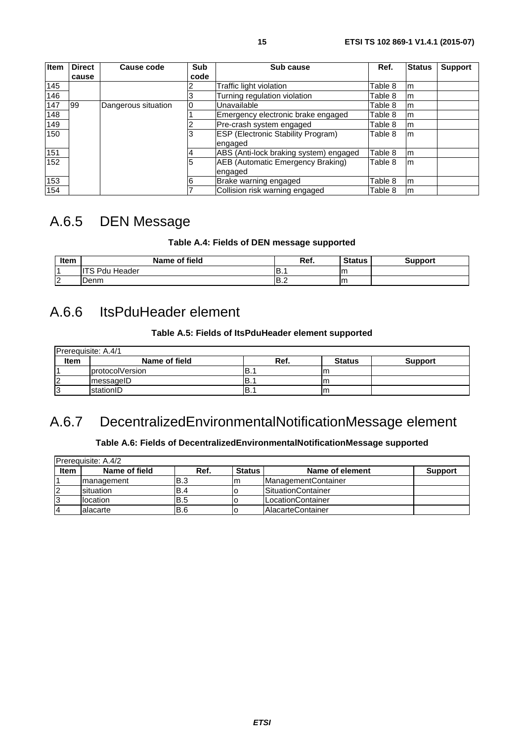| Item | Direct cause | Cause code | Sub code | Sub cause | Ref. | Status | Support |
|---|---|---|---|---|---|---|---|
| 145 | | | 2 | Traffic light violation | Table 8 | m | |
| 146 | | | 3 | Turning regulation violation | Table 8 | m | |
| 147 | 99 | Dangerous situation | 0 | Unavailable | Table 8 | m | |
| 148 | | | 1 | Emergency electronic brake engaged | Table 8 | m | |
| 149 | | | 2 | Pre-crash system engaged | Table 8 | m | |
| 150 | | | 3 | ESP (Electronic Stability Program) engaged | Table 8 | m | |
| 151 | | | 4 | ABS (Anti-lock braking system) engaged | Table 8 | m | |
| 152 | | | 5 | AEB (Automatic Emergency Braking) engaged | Table 8 | m | |
| 153 | | | 6 | Brake warning engaged | Table 8 | m | |
| 154 | | | 7 | Collision risk warning engaged | Table 8 | m | |

## A.6.5 DEN Message

**Table A.4: Fields of DEN message supported**

| Item | Name of field | Ref. | Status | Support |
|---|---|---|---|---|
| 1 | ITS Pdu Header | B.1 | m | |
| 2 | Denm | B.2 | m | |

## A.6.6 ItsPduHeader element

**Table A.5: Fields of ItsPduHeader element supported**

| Prerequisite: A.4/1 | | | | |
|---|---|---|---|---|
| **Item** | **Name of field** | **Ref.** | **Status** | **Support** |
| 1 | protocolVersion | B.1 | m | |
| 2 | messageID | B.1 | m | |
| 3 | stationID | B.1 | m | |

## A.6.7 DecentralizedEnvironmentalNotificationMessage element

**Table A.6: Fields of DecentralizedEnvironmentalNotificationMessage supported**

| Prerequisite: A.4/2 | | | | | |
|---|---|---|---|---|---|
| **Item** | **Name of field** | **Ref.** | **Status** | **Name of element** | **Support** |
| 1 | management | B.3 | m | ManagementContainer | |
| 2 | situation | B.4 | o | SituationContainer | |
| 3 | location | B.5 | o | LocationContainer | |
| 4 | alacarte | B.6 | o | AlacarteContainer | |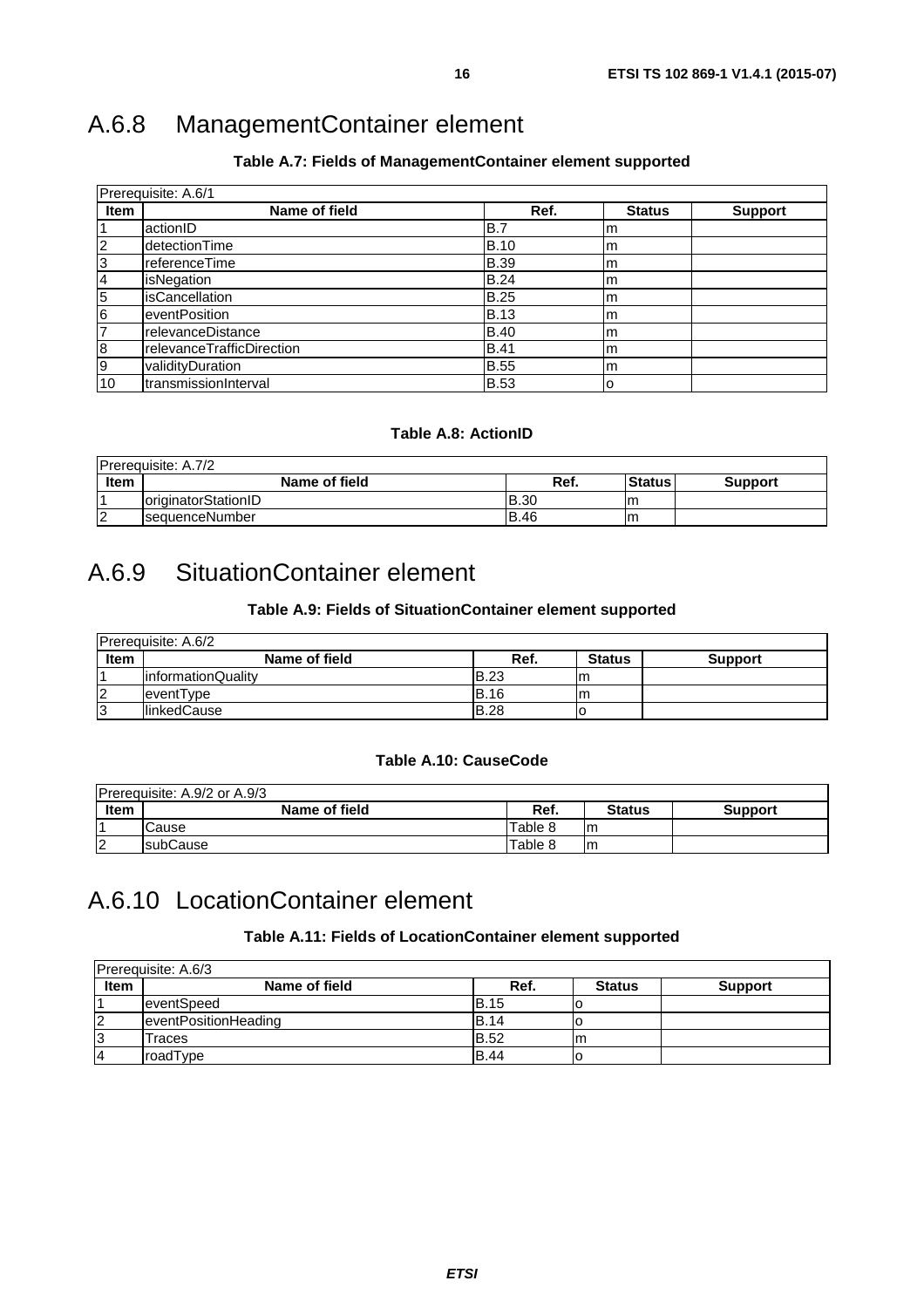## A.6.8 ManagementContainer element

**Table A.7: Fields of ManagementContainer element supported**

| Prerequisite: A.6/1 | | | | |
|---|---|---|---|---|
| **Item** | **Name of field** | **Ref.** | **Status** | **Support** |
| 1 | actionID | B.7 | m | |
| 2 | detectionTime | B.10 | m | |
| 3 | referenceTime | B.39 | m | |
| 4 | isNegation | B.24 | m | |
| 5 | isCancellation | B.25 | m | |
| 6 | eventPosition | B.13 | m | |
| 7 | relevanceDistance | B.40 | m | |
| 8 | relevanceTrafficDirection | B.41 | m | |
| 9 | validityDuration | B.55 | m | |
| 10 | transmissionInterval | B.53 | o | |

**Table A.8: ActionID**

| Prerequisite: A.7/2 | | | | |
|---|---|---|---|---|
| **Item** | **Name of field** | **Ref.** | **Status** | **Support** |
| 1 | originatorStationID | B.30 | m | |
| 2 | sequenceNumber | B.46 | m | |

## A.6.9 SituationContainer element

**Table A.9: Fields of SituationContainer element supported**

| Prerequisite: A.6/2 | | | | |
|---|---|---|---|---|
| **Item** | **Name of field** | **Ref.** | **Status** | **Support** |
| 1 | informationQuality | B.23 | m | |
| 2 | eventType | B.16 | m | |
| 3 | linkedCause | B.28 | o | |

**Table A.10: CauseCode**

| Prerequisite: A.9/2 or A.9/3 | | | | |
|---|---|---|---|---|
| **Item** | **Name of field** | **Ref.** | **Status** | **Support** |
| 1 | Cause | Table 8 | m | |
| 2 | subCause | Table 8 | m | |

## A.6.10 LocationContainer element

**Table A.11: Fields of LocationContainer element supported**

| Prerequisite: A.6/3 | | | | |
|---|---|---|---|---|
| **Item** | **Name of field** | **Ref.** | **Status** | **Support** |
| 1 | eventSpeed | B.15 | o | |
| 2 | eventPositionHeading | B.14 | o | |
| 3 | Traces | B.52 | m | |
| 4 | roadType | B.44 | o | |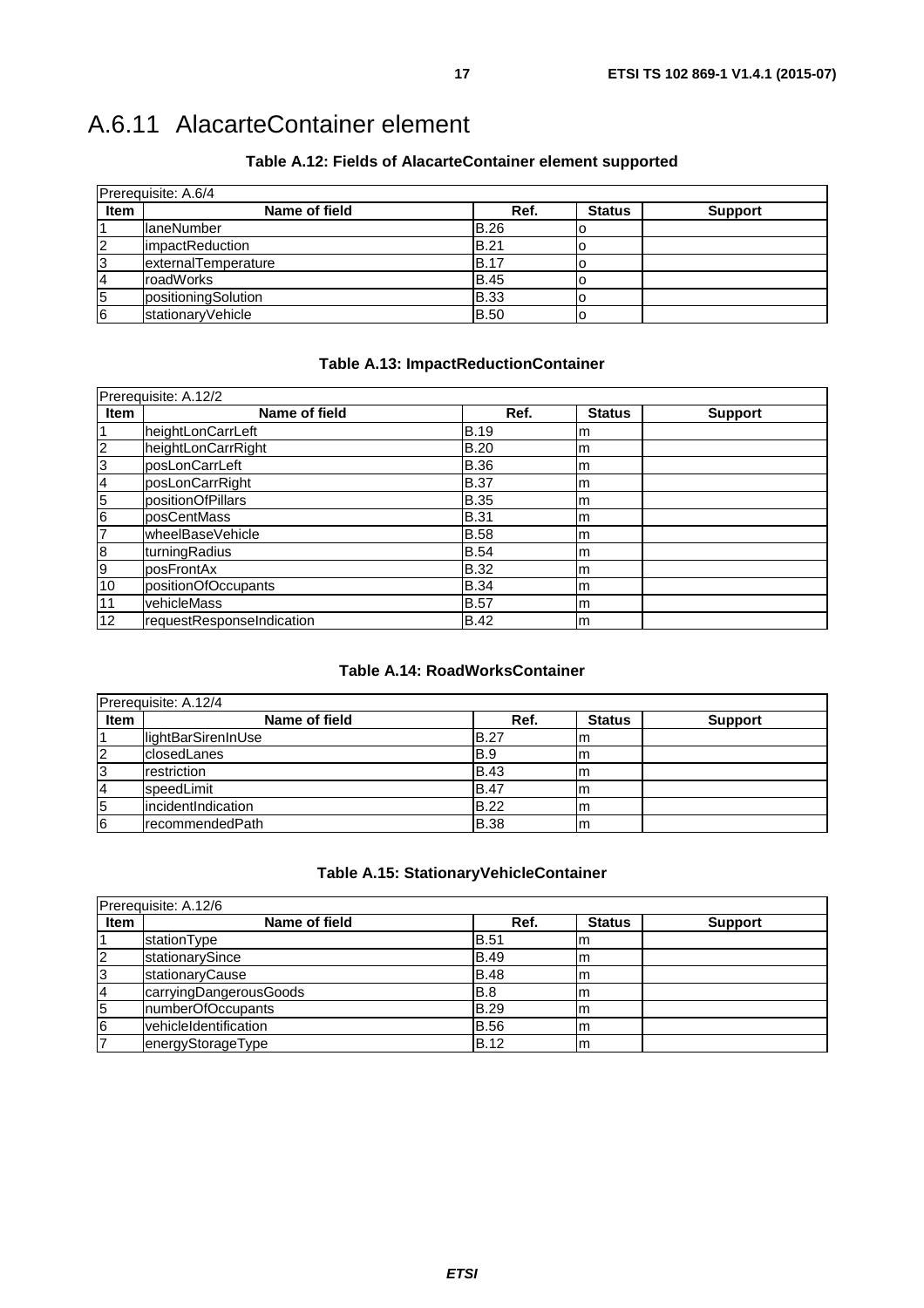## A.6.11 AlacarteContainer element

**Table A.12: Fields of AlacarteContainer element supported**

| Prerequisite: A.6/4 | | | | |
|---|---|---|---|---|
| **Item** | **Name of field** | **Ref.** | **Status** | **Support** |
| 1 | laneNumber | B.26 | o | |
| 2 | impactReduction | B.21 | o | |
| 3 | externalTemperature | B.17 | o | |
| 4 | roadWorks | B.45 | o | |
| 5 | positioningSolution | B.33 | o | |
| 6 | stationaryVehicle | B.50 | o | |

**Table A.13: ImpactReductionContainer**

| Prerequisite: A.12/2 | | | | |
|---|---|---|---|---|
| **Item** | **Name of field** | **Ref.** | **Status** | **Support** |
| 1 | heightLonCarrLeft | B.19 | m | |
| 2 | heightLonCarrRight | B.20 | m | |
| 3 | posLonCarrLeft | B.36 | m | |
| 4 | posLonCarrRight | B.37 | m | |
| 5 | positionOfPillars | B.35 | m | |
| 6 | posCentMass | B.31 | m | |
| 7 | wheelBaseVehicle | B.58 | m | |
| 8 | turningRadius | B.54 | m | |
| 9 | posFrontAx | B.32 | m | |
| 10 | positionOfOccupants | B.34 | m | |
| 11 | vehicleMass | B.57 | m | |
| 12 | requestResponseIndication | B.42 | m | |

**Table A.14: RoadWorksContainer**

| Prerequisite: A.12/4 | | | | |
|---|---|---|---|---|
| **Item** | **Name of field** | **Ref.** | **Status** | **Support** |
| 1 | lightBarSirenInUse | B.27 | m | |
| 2 | closedLanes | B.9 | m | |
| 3 | restriction | B.43 | m | |
| 4 | speedLimit | B.47 | m | |
| 5 | incidentIndication | B.22 | m | |
| 6 | recommendedPath | B.38 | m | |

**Table A.15: StationaryVehicleContainer**

| Prerequisite: A.12/6 | | | | |
|---|---|---|---|---|
| **Item** | **Name of field** | **Ref.** | **Status** | **Support** |
| 1 | stationType | B.51 | m | |
| 2 | stationarySince | B.49 | m | |
| 3 | stationaryCause | B.48 | m | |
| 4 | carryingDangerousGoods | B.8 | m | |
| 5 | numberOfOccupants | B.29 | m | |
| 6 | vehicleIdentification | B.56 | m | |
| 7 | energyStorageType | B.12 | m | |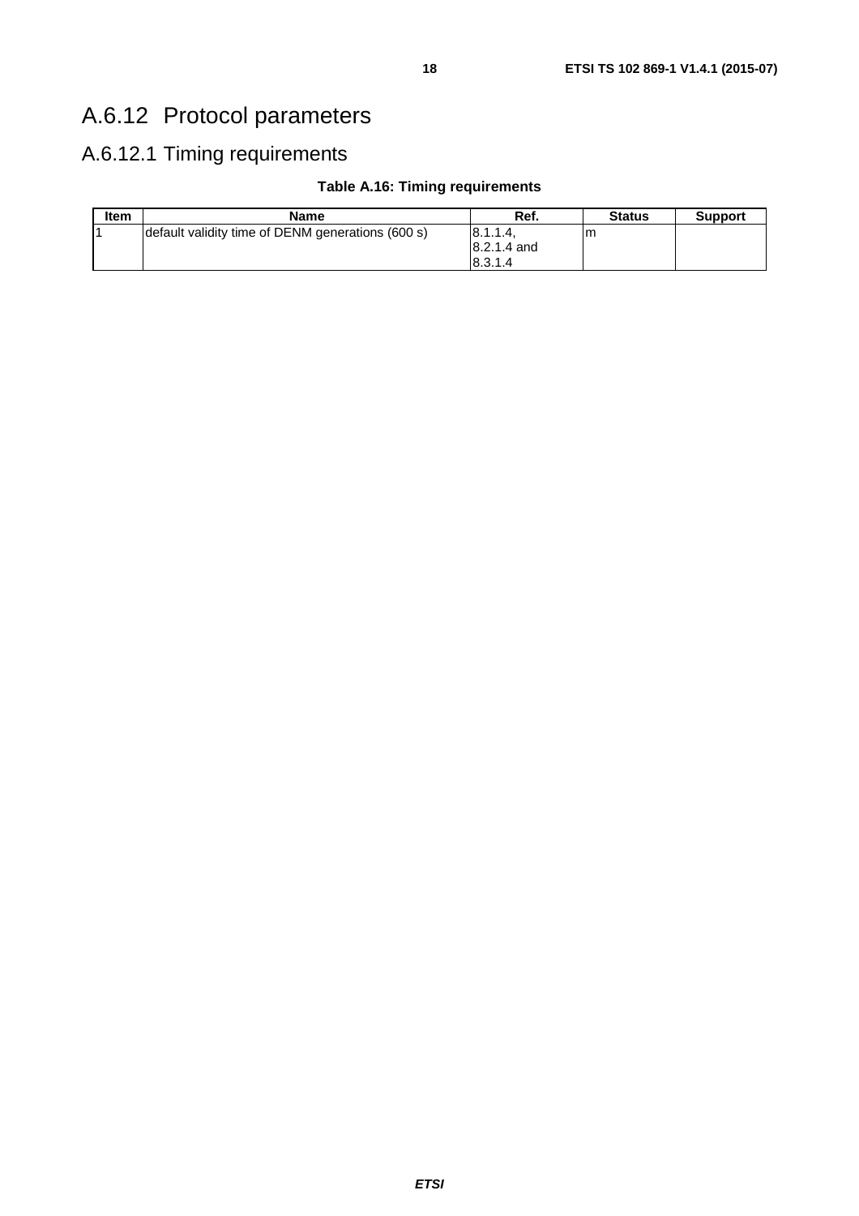## A.6.12 Protocol parameters

### A.6.12.1 Timing requirements

**Table A.16: Timing requirements**

| Item | Name | Ref. | Status | Support |
|---|---|---|---|---|
| 1 | default validity time of DENM generations (600 s) | 8.1.1.4, 8.2.1.4 and 8.3.1.4 | m | |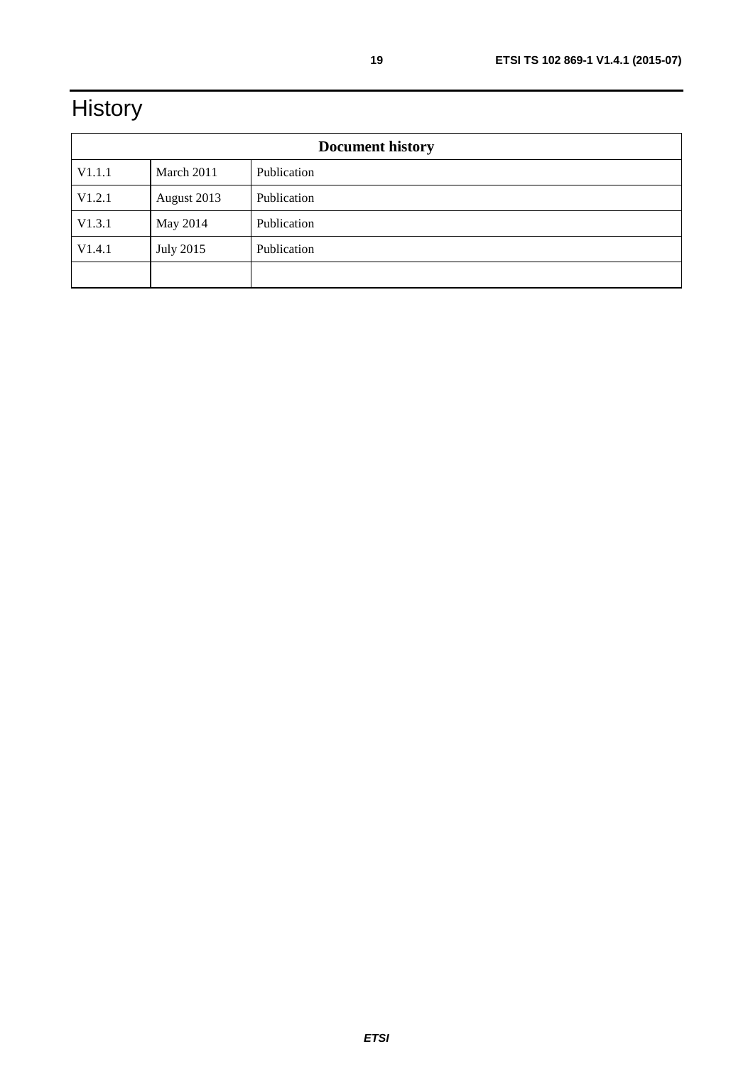# History

| Document history | | |
|---|---|---|
| V1.1.1 | March 2011 | Publication |
| V1.2.1 | August 2013 | Publication |
| V1.3.1 | May 2014 | Publication |
| V1.4.1 | July 2015 | Publication |
| | | |